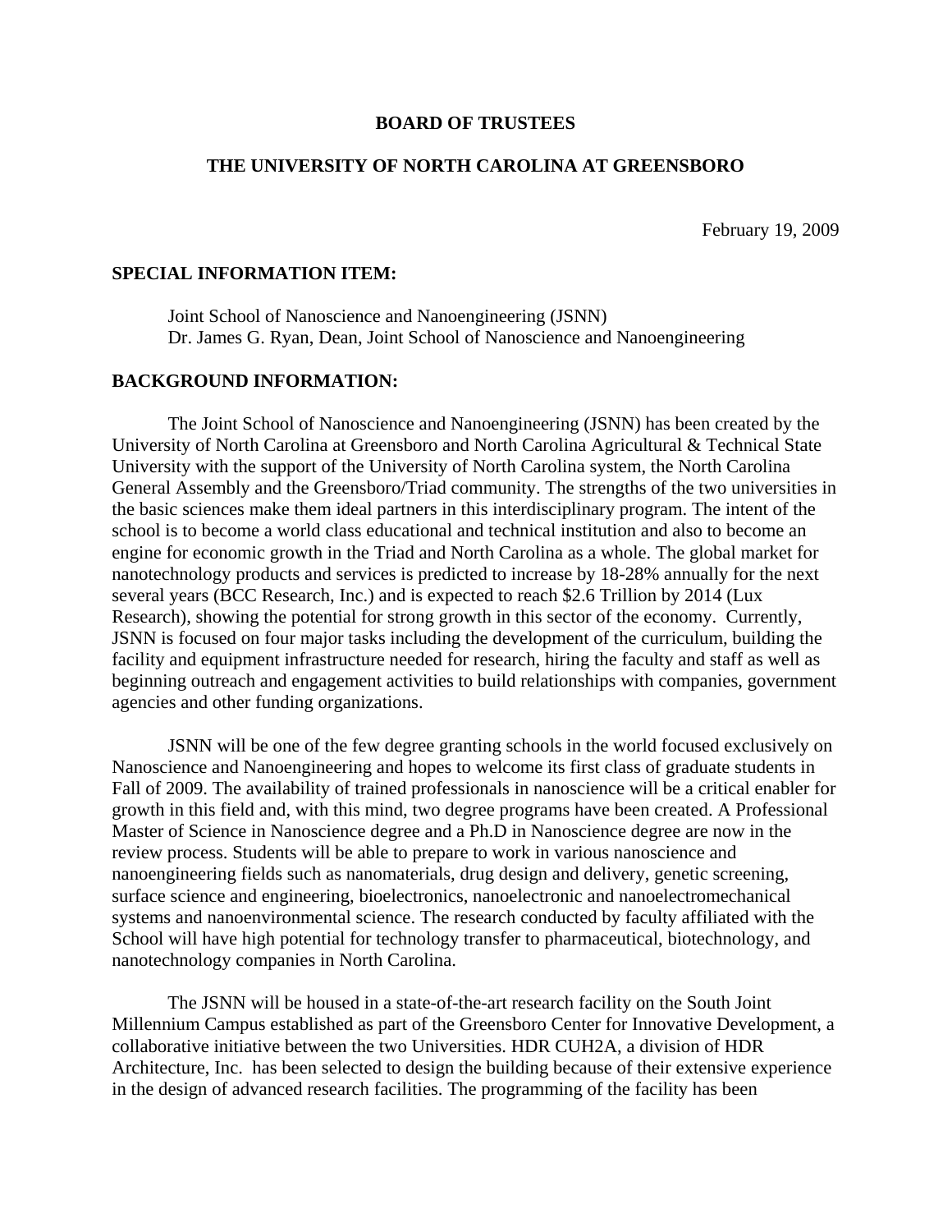**BOARD OF TRUSTEES**

**THE UNIVERSITY OF NORTH CAROLINA AT GREENSBORO**

February 19, 2009

**SPECIAL INFORMATION ITEM:**

Joint School of Nanoscience and Nanoengineering (JSNN)
Dr. James G. Ryan, Dean, Joint School of Nanoscience and Nanoengineering

**BACKGROUND INFORMATION:**

The Joint School of Nanoscience and Nanoengineering (JSNN) has been created by the University of North Carolina at Greensboro and North Carolina Agricultural & Technical State University with the support of the University of North Carolina system, the North Carolina General Assembly and the Greensboro/Triad community. The strengths of the two universities in the basic sciences make them ideal partners in this interdisciplinary program. The intent of the school is to become a world class educational and technical institution and also to become an engine for economic growth in the Triad and North Carolina as a whole. The global market for nanotechnology products and services is predicted to increase by 18-28% annually for the next several years (BCC Research, Inc.) and is expected to reach $2.6 Trillion by 2014 (Lux Research), showing the potential for strong growth in this sector of the economy. Currently, JSNN is focused on four major tasks including the development of the curriculum, building the facility and equipment infrastructure needed for research, hiring the faculty and staff as well as beginning outreach and engagement activities to build relationships with companies, government agencies and other funding organizations.

JSNN will be one of the few degree granting schools in the world focused exclusively on Nanoscience and Nanoengineering and hopes to welcome its first class of graduate students in Fall of 2009. The availability of trained professionals in nanoscience will be a critical enabler for growth in this field and, with this mind, two degree programs have been created. A Professional Master of Science in Nanoscience degree and a Ph.D in Nanoscience degree are now in the review process. Students will be able to prepare to work in various nanoscience and nanoengineering fields such as nanomaterials, drug design and delivery, genetic screening, surface science and engineering, bioelectronics, nanoelectronic and nanoelectromechanical systems and nanoenvironmental science. The research conducted by faculty affiliated with the School will have high potential for technology transfer to pharmaceutical, biotechnology, and nanotechnology companies in North Carolina.

The JSNN will be housed in a state-of-the-art research facility on the South Joint Millennium Campus established as part of the Greensboro Center for Innovative Development, a collaborative initiative between the two Universities. HDR CUH2A, a division of HDR Architecture, Inc. has been selected to design the building because of their extensive experience in the design of advanced research facilities. The programming of the facility has been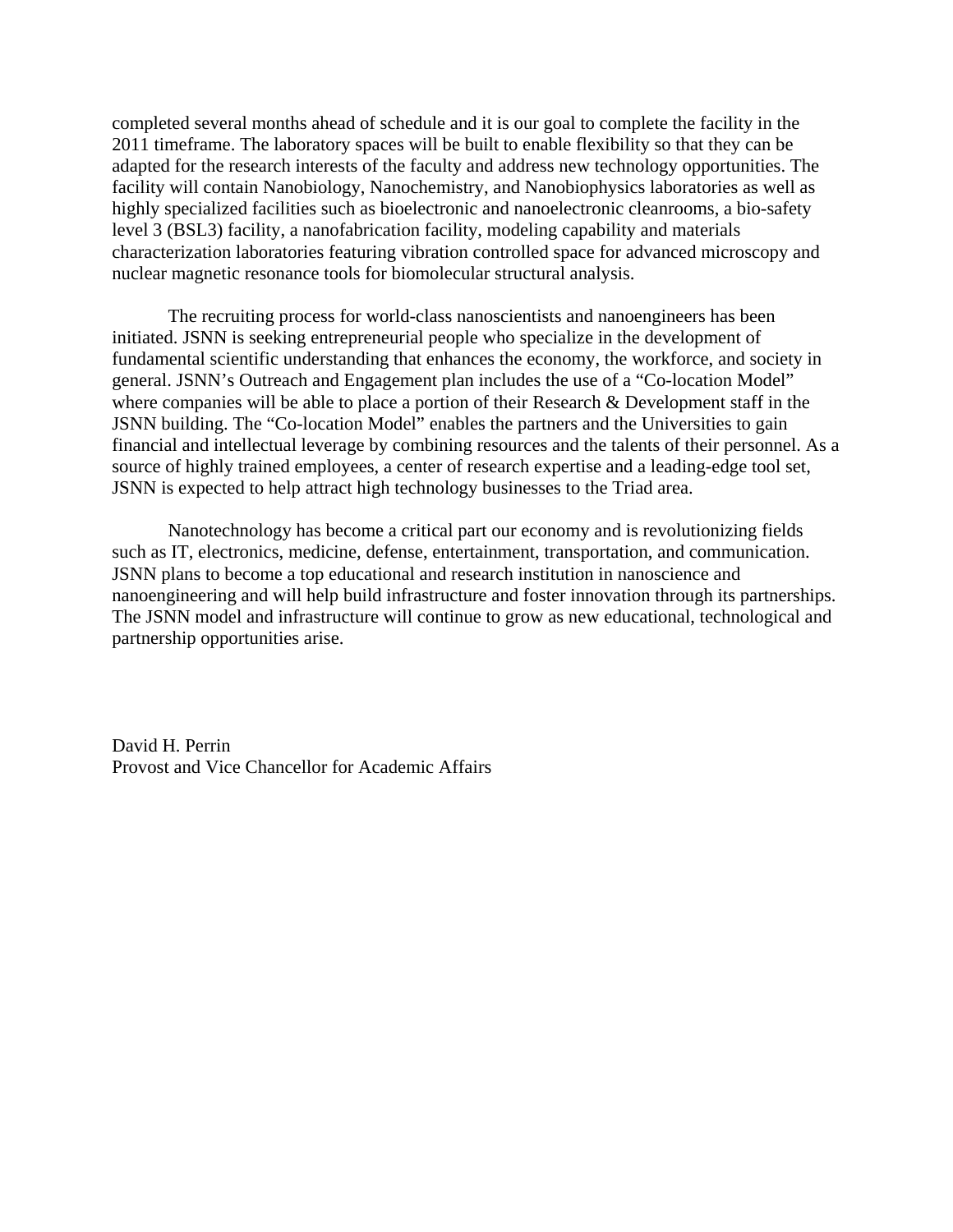completed several months ahead of schedule and it is our goal to complete the facility in the 2011 timeframe. The laboratory spaces will be built to enable flexibility so that they can be adapted for the research interests of the faculty and address new technology opportunities. The facility will contain Nanobiology, Nanochemistry, and Nanobiophysics laboratories as well as highly specialized facilities such as bioelectronic and nanoelectronic cleanrooms, a bio-safety level 3 (BSL3) facility, a nanofabrication facility, modeling capability and materials characterization laboratories featuring vibration controlled space for advanced microscopy and nuclear magnetic resonance tools for biomolecular structural analysis.

The recruiting process for world-class nanoscientists and nanoengineers has been initiated. JSNN is seeking entrepreneurial people who specialize in the development of fundamental scientific understanding that enhances the economy, the workforce, and society in general. JSNN's Outreach and Engagement plan includes the use of a "Co-location Model" where companies will be able to place a portion of their Research & Development staff in the JSNN building. The "Co-location Model" enables the partners and the Universities to gain financial and intellectual leverage by combining resources and the talents of their personnel. As a source of highly trained employees, a center of research expertise and a leading-edge tool set, JSNN is expected to help attract high technology businesses to the Triad area.

Nanotechnology has become a critical part our economy and is revolutionizing fields such as IT, electronics, medicine, defense, entertainment, transportation, and communication. JSNN plans to become a top educational and research institution in nanoscience and nanoengineering and will help build infrastructure and foster innovation through its partnerships. The JSNN model and infrastructure will continue to grow as new educational, technological and partnership opportunities arise.

David H. Perrin
Provost and Vice Chancellor for Academic Affairs